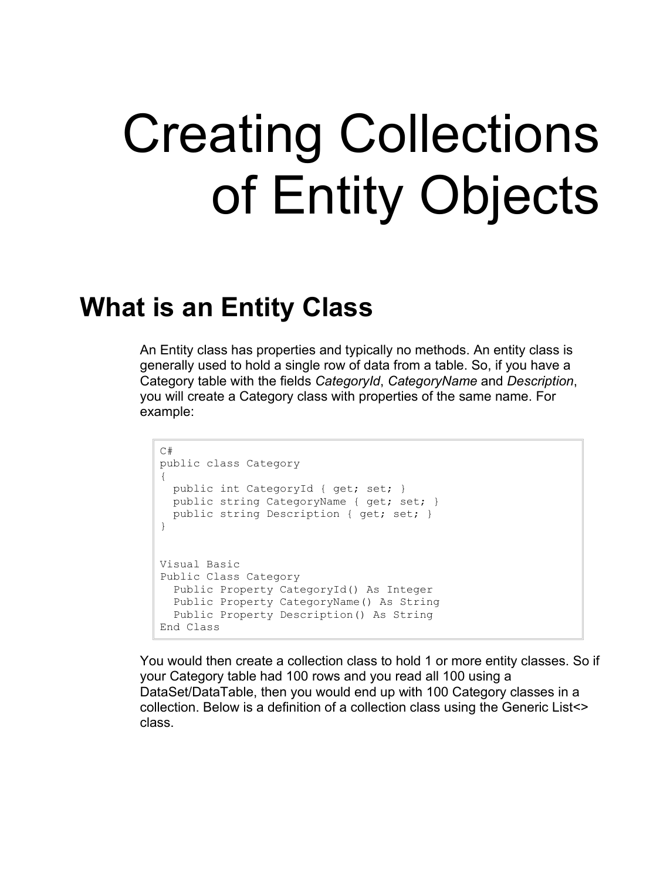# Creating Collections of Entity Objects

## What is an Entity Class

An Entity class has properties and typically no methods. An entity class is generally used to hold a single row of data from a table. So, if you have a Category table with the fields *CategoryId*, *CategoryName* and *Description*, you will create a Category class with properties of the same name. For example:

```
C#
public class Category
{
  public int CategoryId { get; set; }
  public string CategoryName { get; set; }
  public string Description { get; set; }
}


Visual Basic
Public Class Category
  Public Property CategoryId() As Integer
  Public Property CategoryName() As String
  Public Property Description() As String
End Class
```

You would then create a collection class to hold 1 or more entity classes. So if your Category table had 100 rows and you read all 100 using a DataSet/DataTable, then you would end up with 100 Category classes in a collection. Below is a definition of a collection class using the Generic List<> class.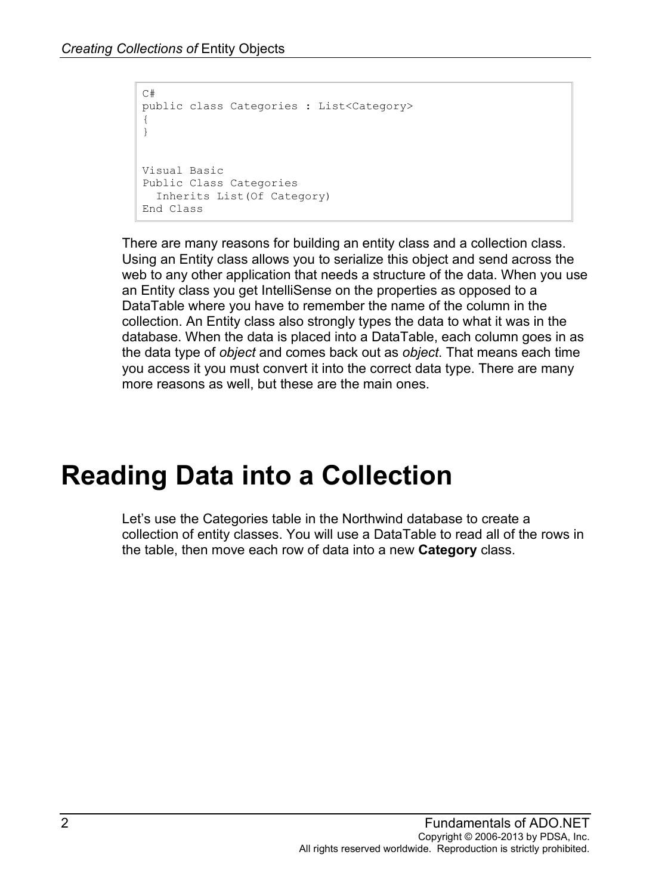```
C#
public class Categories : List<Category>
{
}


Visual Basic
Public Class Categories
  Inherits List(Of Category)
End Class
```

There are many reasons for building an entity class and a collection class. Using an Entity class allows you to serialize this object and send across the web to any other application that needs a structure of the data. When you use an Entity class you get IntelliSense on the properties as opposed to a DataTable where you have to remember the name of the column in the collection. An Entity class also strongly types the data to what it was in the database. When the data is placed into a DataTable, each column goes in as the data type of *object* and comes back out as *object*. That means each time you access it you must convert it into the correct data type. There are many more reasons as well, but these are the main ones.

# Reading Data into a Collection

Let's use the Categories table in the Northwind database to create a collection of entity classes. You will use a DataTable to read all of the rows in the table, then move each row of data into a new **Category** class.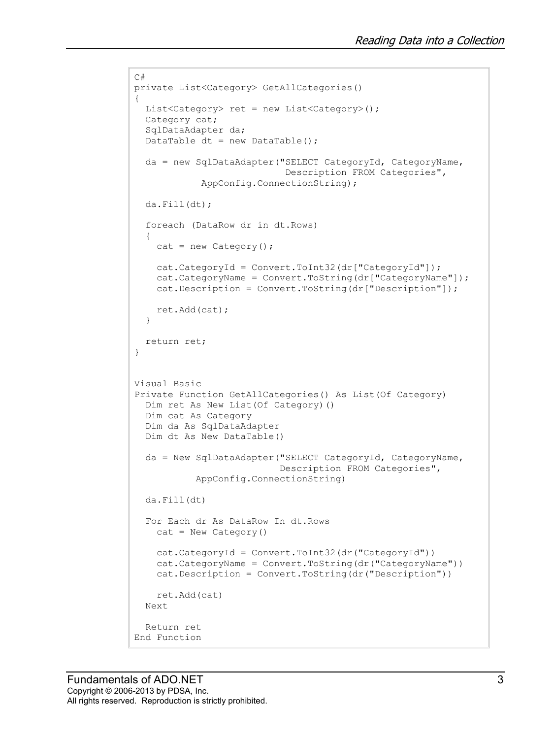```
C#
private List<Category> GetAllCategories()
{
  List<Category> ret = new List<Category>();
  Category cat;
  SqlDataAdapter da;
  DataTable dt = new DataTable();

  da = new SqlDataAdapter("SELECT CategoryId, CategoryName,
                           Description FROM Categories",
           AppConfig.ConnectionString);

  da.Fill(dt);

  foreach (DataRow dr in dt.Rows)
  {
    cat = new Category();

    cat.CategoryId = Convert.ToInt32(dr["CategoryId"]);
    cat.CategoryName = Convert.ToString(dr["CategoryName"]);
    cat.Description = Convert.ToString(dr["Description"]);

    ret.Add(cat);
  }

  return ret;
}


Visual Basic
Private Function GetAllCategories() As List(Of Category)
  Dim ret As New List(Of Category)()
  Dim cat As Category
  Dim da As SqlDataAdapter
  Dim dt As New DataTable()

  da = New SqlDataAdapter("SELECT CategoryId, CategoryName,
                          Description FROM Categories",
          AppConfig.ConnectionString)

  da.Fill(dt)

  For Each dr As DataRow In dt.Rows
    cat = New Category()

    cat.CategoryId = Convert.ToInt32(dr("CategoryId"))
    cat.CategoryName = Convert.ToString(dr("CategoryName"))
    cat.Description = Convert.ToString(dr("Description"))

    ret.Add(cat)
  Next

  Return ret
End Function
```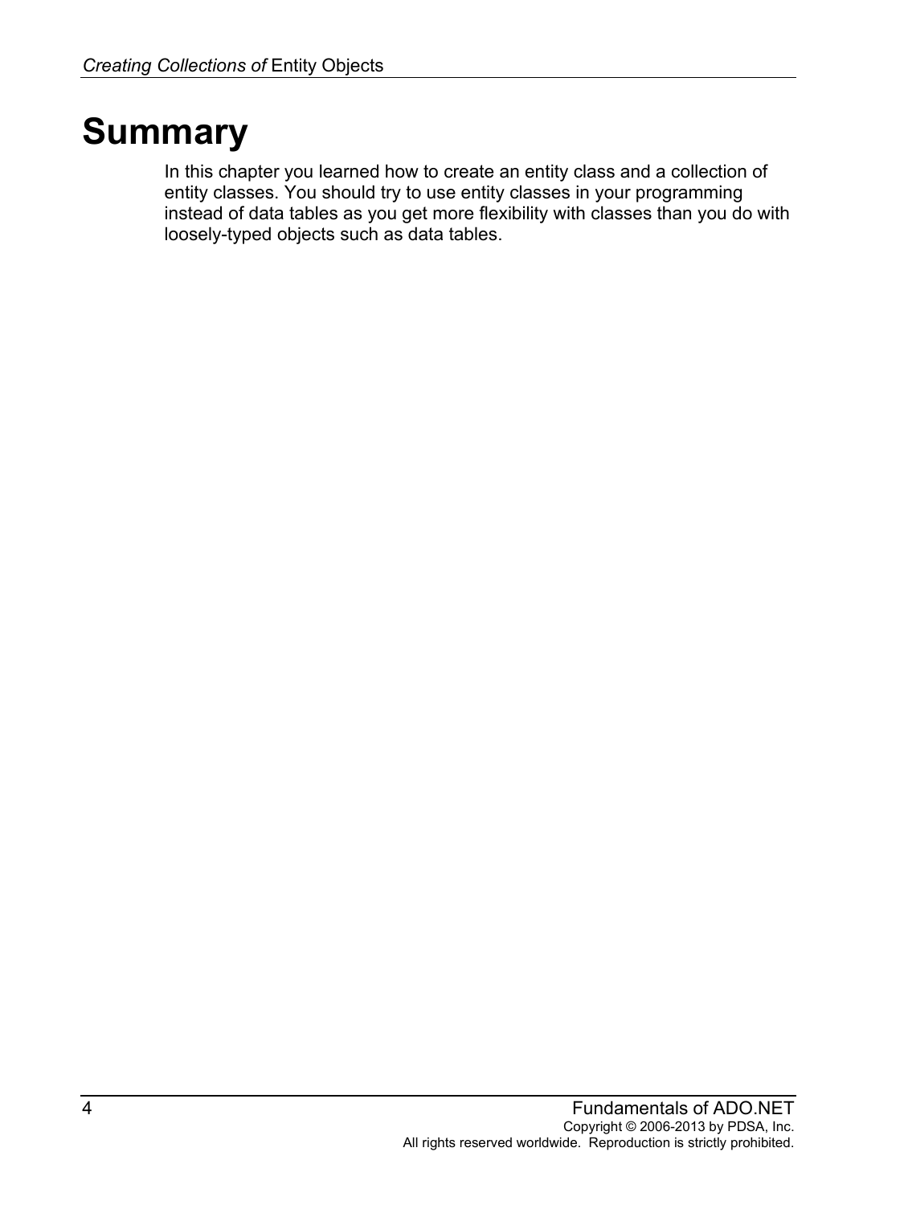# Summary

In this chapter you learned how to create an entity class and a collection of entity classes. You should try to use entity classes in your programming instead of data tables as you get more flexibility with classes than you do with loosely-typed objects such as data tables.